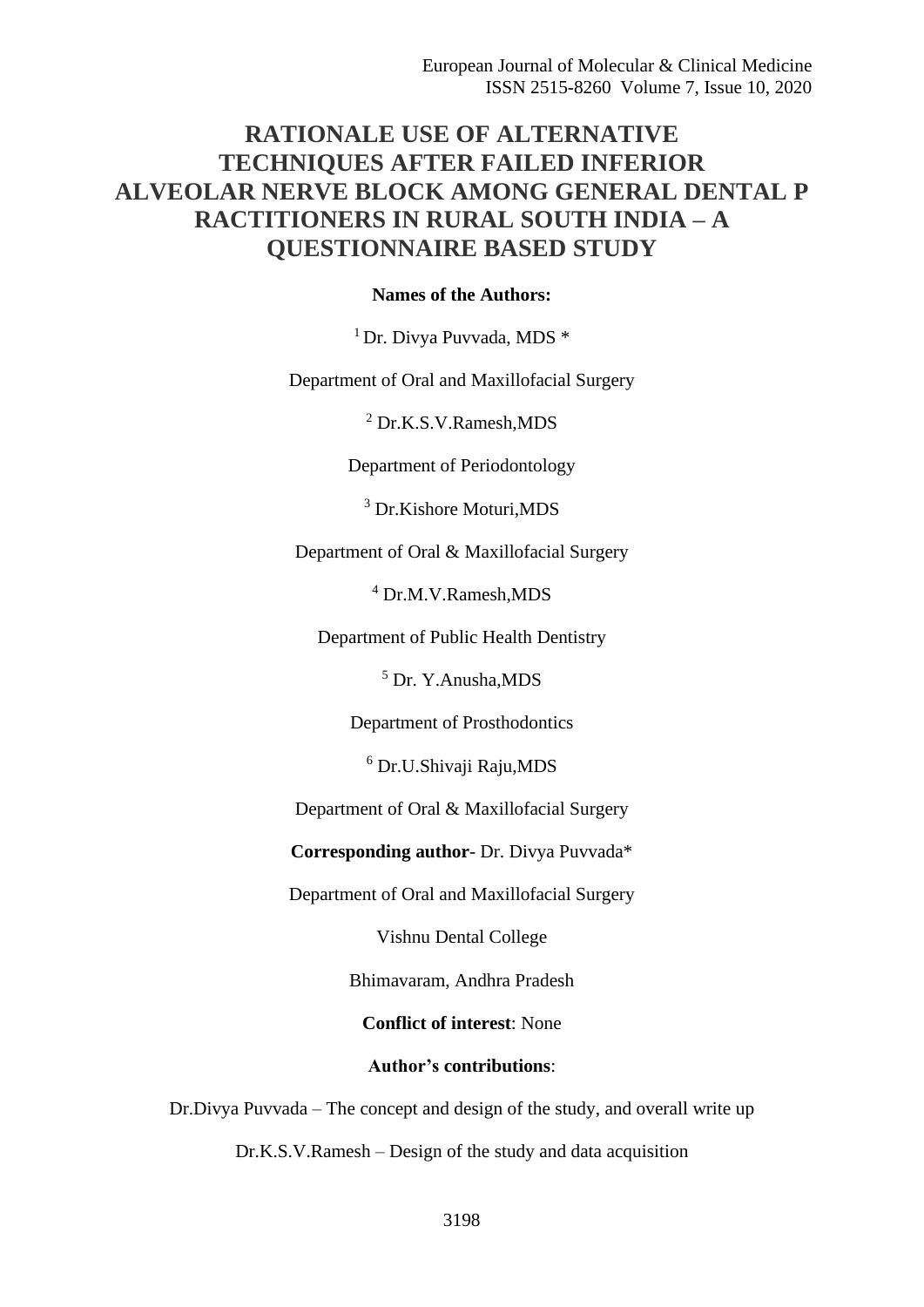# RATIONALE USE OF ALTERNATIVE TECHNIQUES AFTER FAILED INFERIOR ALVEOLAR NERVE BLOCK AMONG GENERAL DENTAL PRACTITIONERS IN RURAL SOUTH INDIA – A QUESTIONNAIRE BASED STUDY

**Names of the Authors:**

[1] Dr. Divya Puvvada, MDS *

Department of Oral and Maxillofacial Surgery

[2] Dr.K.S.V.Ramesh,MDS

Department of Periodontology

[3] Dr.Kishore Moturi,MDS

Department of Oral & Maxillofacial Surgery

[4] Dr.M.V.Ramesh,MDS

Department of Public Health Dentistry

[5] Dr. Y.Anusha,MDS

Department of Prosthodontics

[6] Dr.U.Shivaji Raju,MDS

Department of Oral & Maxillofacial Surgery

**Corresponding author**- Dr. Divya Puvvada*

Department of Oral and Maxillofacial Surgery

Vishnu Dental College

Bhimavaram, Andhra Pradesh

**Conflict of interest**: None

**Author's contributions**:

Dr.Divya Puvvada – The concept and design of the study, and overall write up

Dr.K.S.V.Ramesh – Design of the study and data acquisition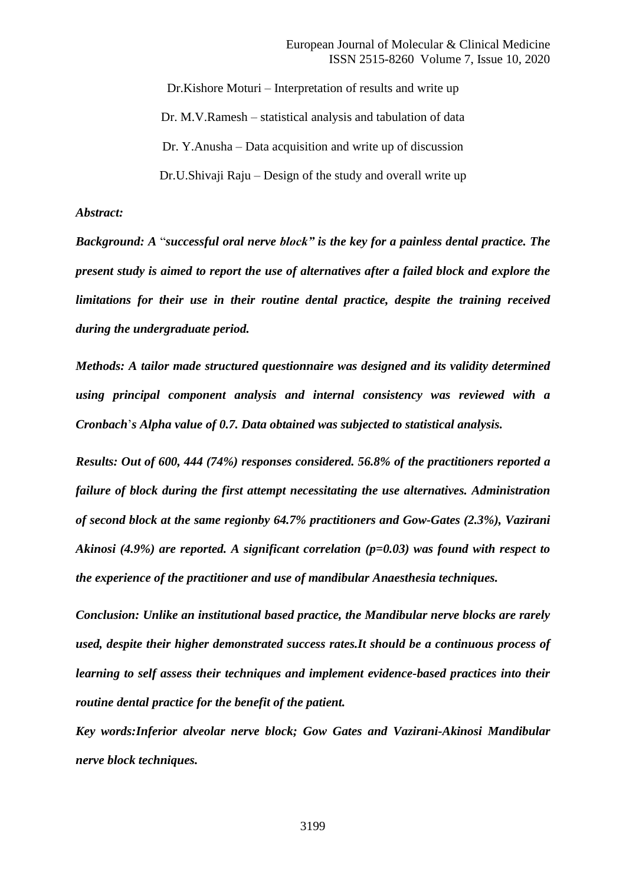Dr.Kishore Moturi – Interpretation of results and write up

Dr. M.V.Ramesh – statistical analysis and tabulation of data

Dr. Y.Anusha – Data acquisition and write up of discussion

Dr.U.Shivaji Raju – Design of the study and overall write up

***Abstract:***

***Background: A "successful oral nerve block" is the key for a painless dental practice. The present study is aimed to report the use of alternatives after a failed block and explore the limitations for their use in their routine dental practice, despite the training received during the undergraduate period.***

***Methods: A tailor made structured questionnaire was designed and its validity determined using principal component analysis and internal consistency was reviewed with a Cronbach's Alpha value of 0.7. Data obtained was subjected to statistical analysis.***

***Results: Out of 600, 444 (74%) responses considered. 56.8% of the practitioners reported a failure of block during the first attempt necessitating the use alternatives. Administration of second block at the same regionby 64.7% practitioners and Gow-Gates (2.3%), Vazirani Akinosi (4.9%) are reported. A significant correlation (p=0.03) was found with respect to the experience of the practitioner and use of mandibular Anaesthesia techniques.***

***Conclusion: Unlike an institutional based practice, the Mandibular nerve blocks are rarely used, despite their higher demonstrated success rates.It should be a continuous process of learning to self assess their techniques and implement evidence-based practices into their routine dental practice for the benefit of the patient.***

***Key words:Inferior alveolar nerve block; Gow Gates and Vazirani-Akinosi Mandibular nerve block techniques.***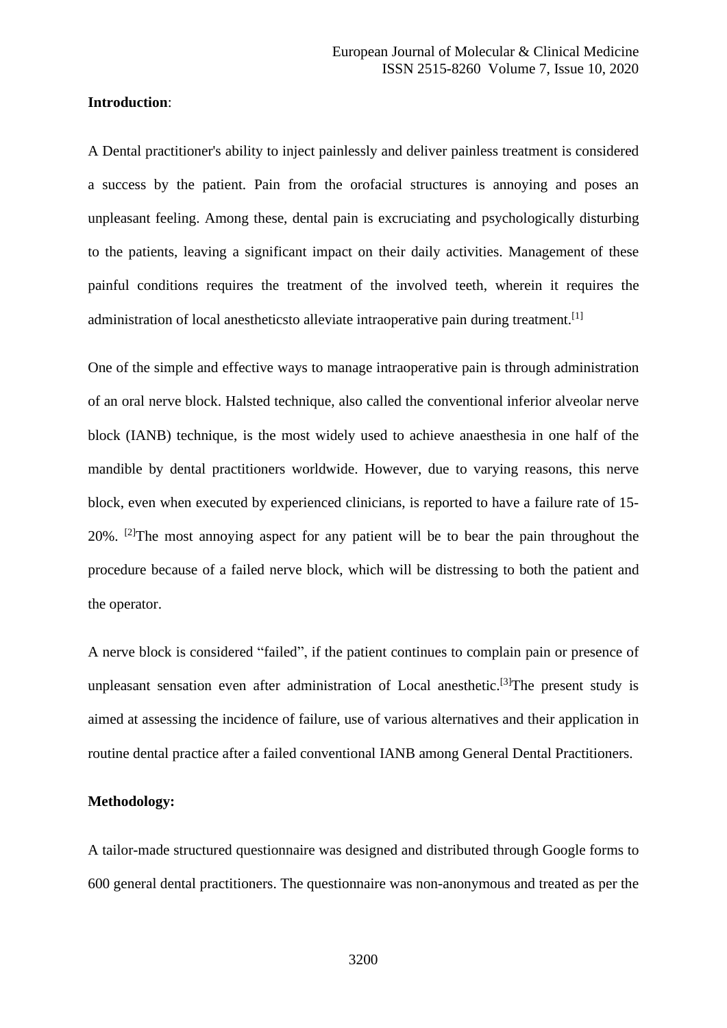**Introduction**:

A Dental practitioner's ability to inject painlessly and deliver painless treatment is considered a success by the patient. Pain from the orofacial structures is annoying and poses an unpleasant feeling. Among these, dental pain is excruciating and psychologically disturbing to the patients, leaving a significant impact on their daily activities. Management of these painful conditions requires the treatment of the involved teeth, wherein it requires the administration of local anestheticsto alleviate intraoperative pain during treatment.[1]

One of the simple and effective ways to manage intraoperative pain is through administration of an oral nerve block. Halsted technique, also called the conventional inferior alveolar nerve block (IANB) technique, is the most widely used to achieve anaesthesia in one half of the mandible by dental practitioners worldwide. However, due to varying reasons, this nerve block, even when executed by experienced clinicians, is reported to have a failure rate of 15-20%. [2]The most annoying aspect for any patient will be to bear the pain throughout the procedure because of a failed nerve block, which will be distressing to both the patient and the operator.

A nerve block is considered "failed", if the patient continues to complain pain or presence of unpleasant sensation even after administration of Local anesthetic.[3]The present study is aimed at assessing the incidence of failure, use of various alternatives and their application in routine dental practice after a failed conventional IANB among General Dental Practitioners.

**Methodology:**

A tailor-made structured questionnaire was designed and distributed through Google forms to 600 general dental practitioners. The questionnaire was non-anonymous and treated as per the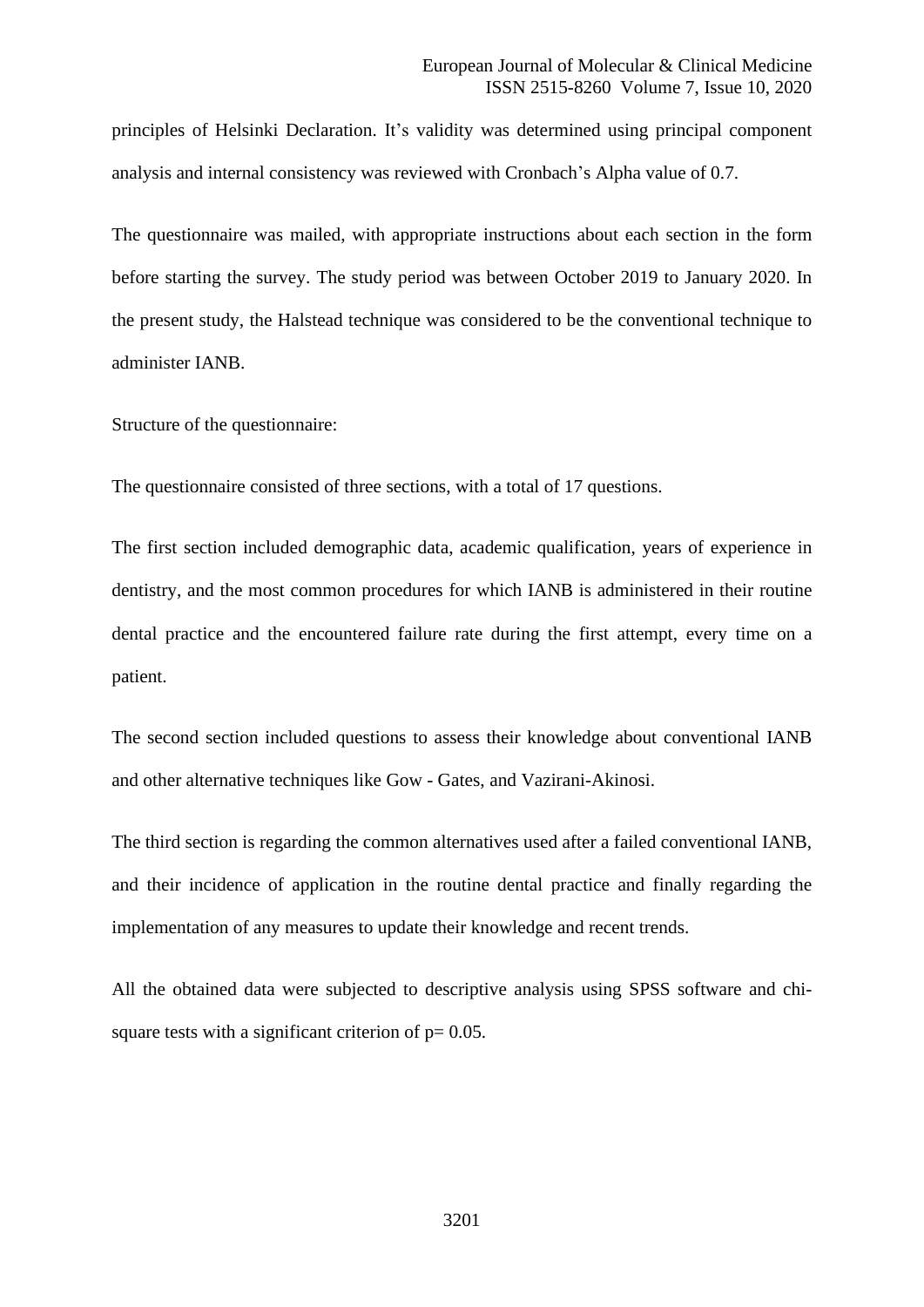principles of Helsinki Declaration. It's validity was determined using principal component analysis and internal consistency was reviewed with Cronbach's Alpha value of 0.7.

The questionnaire was mailed, with appropriate instructions about each section in the form before starting the survey. The study period was between October 2019 to January 2020. In the present study, the Halstead technique was considered to be the conventional technique to administer IANB.

Structure of the questionnaire:

The questionnaire consisted of three sections, with a total of 17 questions.

The first section included demographic data, academic qualification, years of experience in dentistry, and the most common procedures for which IANB is administered in their routine dental practice and the encountered failure rate during the first attempt, every time on a patient.

The second section included questions to assess their knowledge about conventional IANB and other alternative techniques like Gow - Gates, and Vazirani-Akinosi.

The third section is regarding the common alternatives used after a failed conventional IANB, and their incidence of application in the routine dental practice and finally regarding the implementation of any measures to update their knowledge and recent trends.

All the obtained data were subjected to descriptive analysis using SPSS software and chi-square tests with a significant criterion of $p = 0.05$.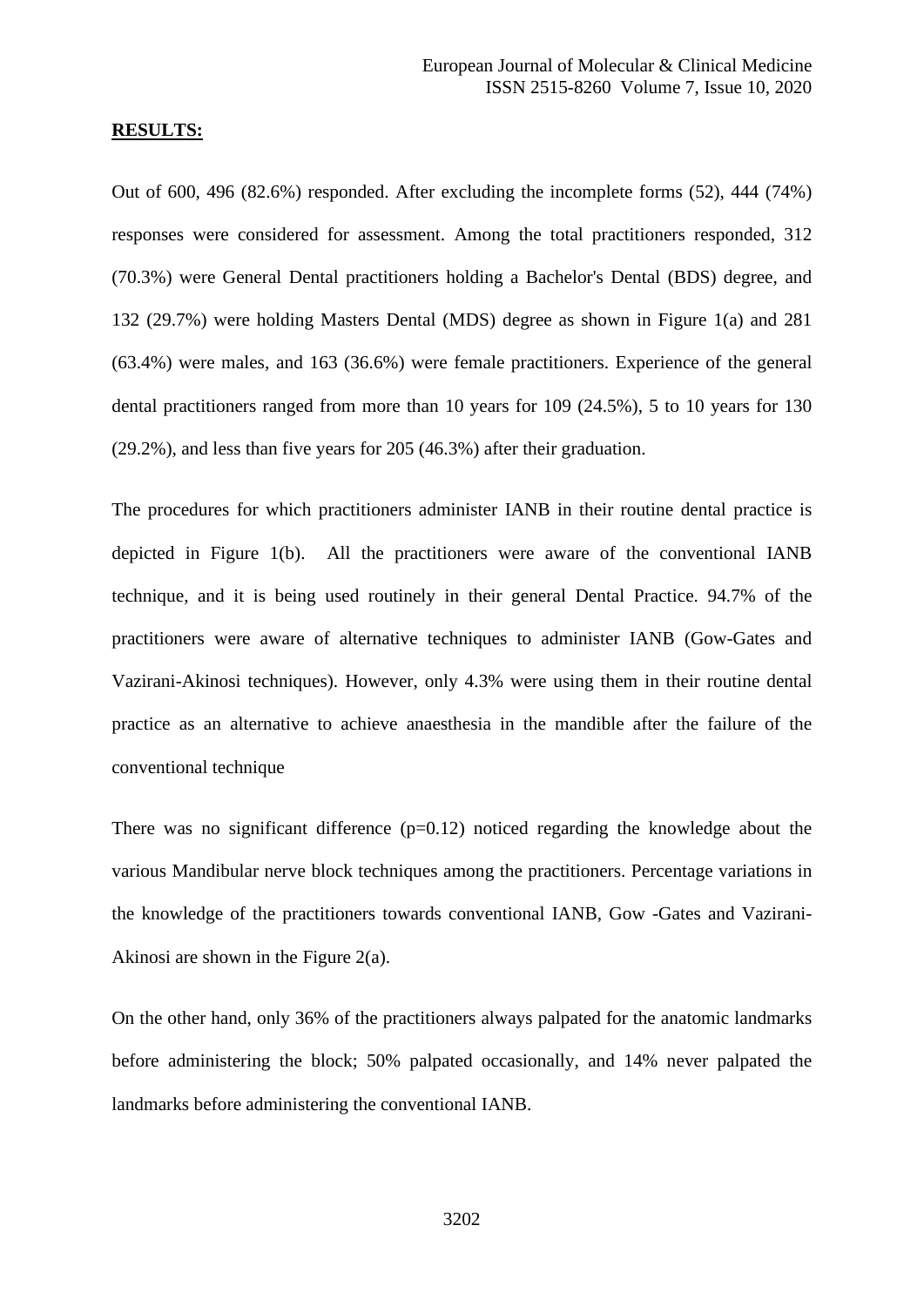**RESULTS:**

Out of 600, 496 (82.6%) responded. After excluding the incomplete forms (52), 444 (74%) responses were considered for assessment. Among the total practitioners responded, 312 (70.3%) were General Dental practitioners holding a Bachelor's Dental (BDS) degree, and 132 (29.7%) were holding Masters Dental (MDS) degree as shown in Figure 1(a) and 281 (63.4%) were males, and 163 (36.6%) were female practitioners. Experience of the general dental practitioners ranged from more than 10 years for 109 (24.5%), 5 to 10 years for 130 (29.2%), and less than five years for 205 (46.3%) after their graduation.

The procedures for which practitioners administer IANB in their routine dental practice is depicted in Figure 1(b). All the practitioners were aware of the conventional IANB technique, and it is being used routinely in their general Dental Practice. 94.7% of the practitioners were aware of alternative techniques to administer IANB (Gow-Gates and Vazirani-Akinosi techniques). However, only 4.3% were using them in their routine dental practice as an alternative to achieve anaesthesia in the mandible after the failure of the conventional technique

There was no significant difference ($p=0.12$) noticed regarding the knowledge about the various Mandibular nerve block techniques among the practitioners. Percentage variations in the knowledge of the practitioners towards conventional IANB, Gow -Gates and Vazirani-Akinosi are shown in the Figure 2(a).

On the other hand, only 36% of the practitioners always palpated for the anatomic landmarks before administering the block; 50% palpated occasionally, and 14% never palpated the landmarks before administering the conventional IANB.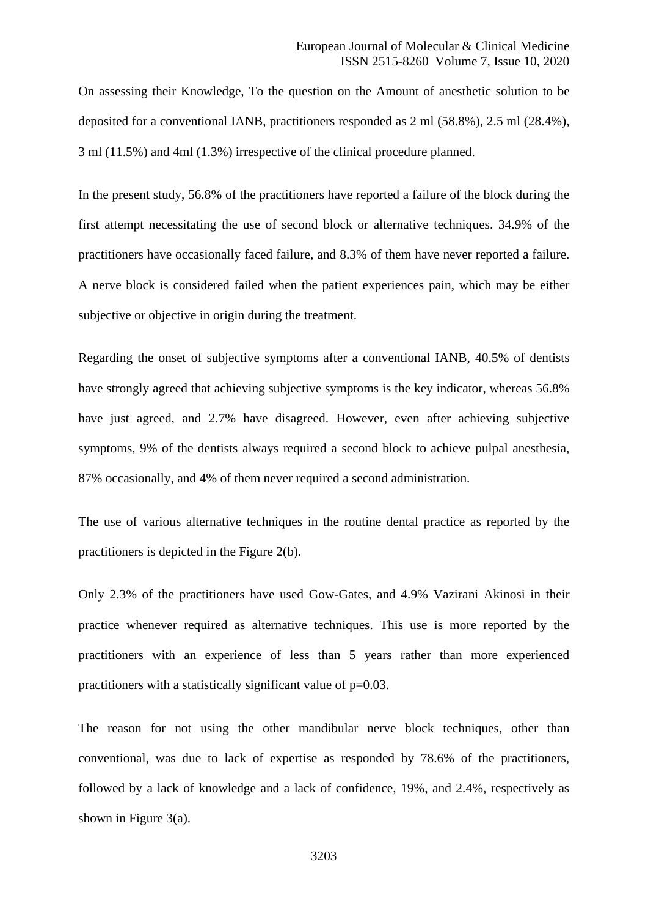On assessing their Knowledge, To the question on the Amount of anesthetic solution to be deposited for a conventional IANB, practitioners responded as 2 ml (58.8%), 2.5 ml (28.4%), 3 ml (11.5%) and 4ml (1.3%) irrespective of the clinical procedure planned.

In the present study, 56.8% of the practitioners have reported a failure of the block during the first attempt necessitating the use of second block or alternative techniques. 34.9% of the practitioners have occasionally faced failure, and 8.3% of them have never reported a failure. A nerve block is considered failed when the patient experiences pain, which may be either subjective or objective in origin during the treatment.

Regarding the onset of subjective symptoms after a conventional IANB, 40.5% of dentists have strongly agreed that achieving subjective symptoms is the key indicator, whereas 56.8% have just agreed, and 2.7% have disagreed. However, even after achieving subjective symptoms, 9% of the dentists always required a second block to achieve pulpal anesthesia, 87% occasionally, and 4% of them never required a second administration.

The use of various alternative techniques in the routine dental practice as reported by the practitioners is depicted in the Figure 2(b).

Only 2.3% of the practitioners have used Gow-Gates, and 4.9% Vazirani Akinosi in their practice whenever required as alternative techniques. This use is more reported by the practitioners with an experience of less than 5 years rather than more experienced practitioners with a statistically significant value of $p=0.03$.

The reason for not using the other mandibular nerve block techniques, other than conventional, was due to lack of expertise as responded by 78.6% of the practitioners, followed by a lack of knowledge and a lack of confidence, 19%, and 2.4%, respectively as shown in Figure 3(a).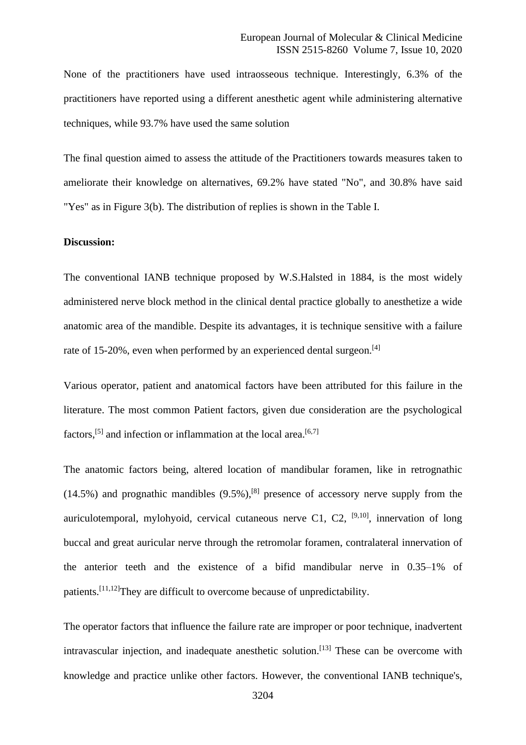None of the practitioners have used intraosseous technique. Interestingly, 6.3% of the practitioners have reported using a different anesthetic agent while administering alternative techniques, while 93.7% have used the same solution

The final question aimed to assess the attitude of the Practitioners towards measures taken to ameliorate their knowledge on alternatives, 69.2% have stated "No", and 30.8% have said "Yes" as in Figure 3(b). The distribution of replies is shown in the Table I.

**Discussion:**

The conventional IANB technique proposed by W.S.Halsted in 1884, is the most widely administered nerve block method in the clinical dental practice globally to anesthetize a wide anatomic area of the mandible. Despite its advantages, it is technique sensitive with a failure rate of 15-20%, even when performed by an experienced dental surgeon.[4]

Various operator, patient and anatomical factors have been attributed for this failure in the literature. The most common Patient factors, given due consideration are the psychological factors,[5] and infection or inflammation at the local area.[6,7]

The anatomic factors being, altered location of mandibular foramen, like in retrognathic (14.5%) and prognathic mandibles (9.5%),[8] presence of accessory nerve supply from the auriculotemporal, mylohyoid, cervical cutaneous nerve C1, C2, [9,10], innervation of long buccal and great auricular nerve through the retromolar foramen, contralateral innervation of the anterior teeth and the existence of a bifid mandibular nerve in 0.35–1% of patients.[11,12]They are difficult to overcome because of unpredictability.

The operator factors that influence the failure rate are improper or poor technique, inadvertent intravascular injection, and inadequate anesthetic solution.[13] These can be overcome with knowledge and practice unlike other factors. However, the conventional IANB technique's,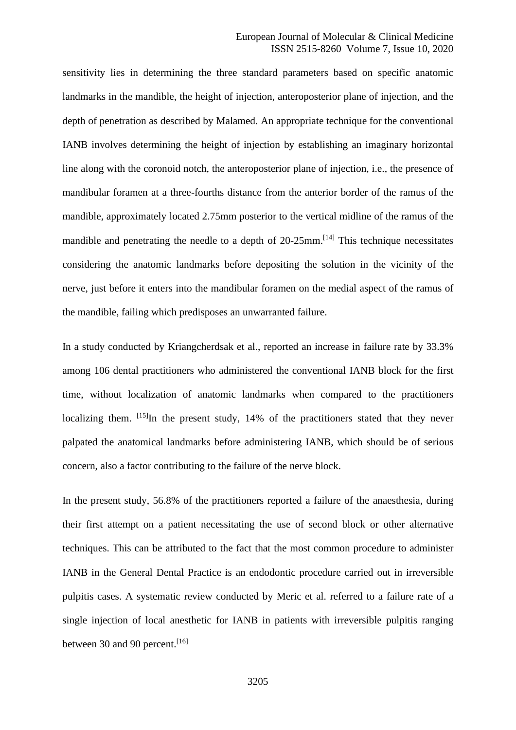sensitivity lies in determining the three standard parameters based on specific anatomic landmarks in the mandible, the height of injection, anteroposterior plane of injection, and the depth of penetration as described by Malamed. An appropriate technique for the conventional IANB involves determining the height of injection by establishing an imaginary horizontal line along with the coronoid notch, the anteroposterior plane of injection, i.e., the presence of mandibular foramen at a three-fourths distance from the anterior border of the ramus of the mandible, approximately located 2.75mm posterior to the vertical midline of the ramus of the mandible and penetrating the needle to a depth of 20-25mm.[14] This technique necessitates considering the anatomic landmarks before depositing the solution in the vicinity of the nerve, just before it enters into the mandibular foramen on the medial aspect of the ramus of the mandible, failing which predisposes an unwarranted failure.

In a study conducted by Kriangcherdsak et al., reported an increase in failure rate by 33.3% among 106 dental practitioners who administered the conventional IANB block for the first time, without localization of anatomic landmarks when compared to the practitioners localizing them. [15]In the present study, 14% of the practitioners stated that they never palpated the anatomical landmarks before administering IANB, which should be of serious concern, also a factor contributing to the failure of the nerve block.

In the present study, 56.8% of the practitioners reported a failure of the anaesthesia, during their first attempt on a patient necessitating the use of second block or other alternative techniques. This can be attributed to the fact that the most common procedure to administer IANB in the General Dental Practice is an endodontic procedure carried out in irreversible pulpitis cases. A systematic review conducted by Meric et al. referred to a failure rate of a single injection of local anesthetic for IANB in patients with irreversible pulpitis ranging between 30 and 90 percent.[16]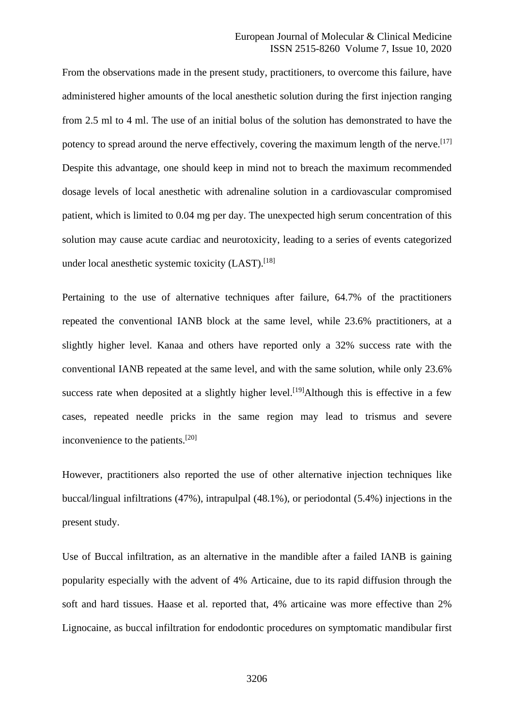From the observations made in the present study, practitioners, to overcome this failure, have administered higher amounts of the local anesthetic solution during the first injection ranging from 2.5 ml to 4 ml. The use of an initial bolus of the solution has demonstrated to have the potency to spread around the nerve effectively, covering the maximum length of the nerve.[17] Despite this advantage, one should keep in mind not to breach the maximum recommended dosage levels of local anesthetic with adrenaline solution in a cardiovascular compromised patient, which is limited to 0.04 mg per day. The unexpected high serum concentration of this solution may cause acute cardiac and neurotoxicity, leading to a series of events categorized under local anesthetic systemic toxicity (LAST).[18]

Pertaining to the use of alternative techniques after failure, 64.7% of the practitioners repeated the conventional IANB block at the same level, while 23.6% practitioners, at a slightly higher level. Kanaa and others have reported only a 32% success rate with the conventional IANB repeated at the same level, and with the same solution, while only 23.6% success rate when deposited at a slightly higher level.[19]Although this is effective in a few cases, repeated needle pricks in the same region may lead to trismus and severe inconvenience to the patients.[20]

However, practitioners also reported the use of other alternative injection techniques like buccal/lingual infiltrations (47%), intrapulpal (48.1%), or periodontal (5.4%) injections in the present study.

Use of Buccal infiltration, as an alternative in the mandible after a failed IANB is gaining popularity especially with the advent of 4% Articaine, due to its rapid diffusion through the soft and hard tissues. Haase et al. reported that, 4% articaine was more effective than 2% Lignocaine, as buccal infiltration for endodontic procedures on symptomatic mandibular first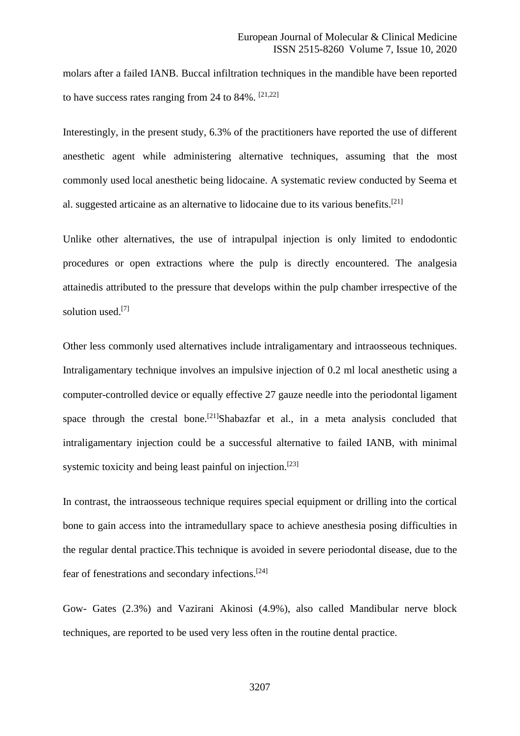molars after a failed IANB. Buccal infiltration techniques in the mandible have been reported to have success rates ranging from 24 to 84%. [21,22]

Interestingly, in the present study, 6.3% of the practitioners have reported the use of different anesthetic agent while administering alternative techniques, assuming that the most commonly used local anesthetic being lidocaine. A systematic review conducted by Seema et al. suggested articaine as an alternative to lidocaine due to its various benefits.[21]

Unlike other alternatives, the use of intrapulpal injection is only limited to endodontic procedures or open extractions where the pulp is directly encountered. The analgesia attainedis attributed to the pressure that develops within the pulp chamber irrespective of the solution used.[7]

Other less commonly used alternatives include intraligamentary and intraosseous techniques. Intraligamentary technique involves an impulsive injection of 0.2 ml local anesthetic using a computer-controlled device or equally effective 27 gauze needle into the periodontal ligament space through the crestal bone.[21]Shabazfar et al., in a meta analysis concluded that intraligamentary injection could be a successful alternative to failed IANB, with minimal systemic toxicity and being least painful on injection.[23]

In contrast, the intraosseous technique requires special equipment or drilling into the cortical bone to gain access into the intramedullary space to achieve anesthesia posing difficulties in the regular dental practice.This technique is avoided in severe periodontal disease, due to the fear of fenestrations and secondary infections.[24]

Gow- Gates (2.3%) and Vazirani Akinosi (4.9%), also called Mandibular nerve block techniques, are reported to be used very less often in the routine dental practice.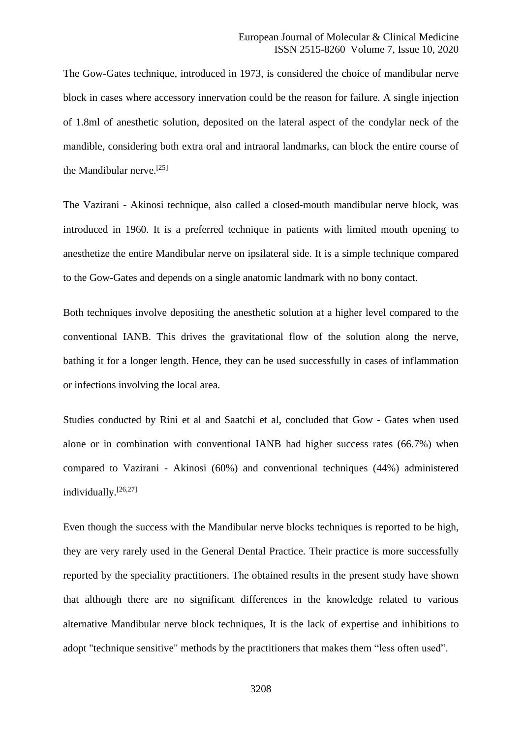The Gow-Gates technique, introduced in 1973, is considered the choice of mandibular nerve block in cases where accessory innervation could be the reason for failure. A single injection of 1.8ml of anesthetic solution, deposited on the lateral aspect of the condylar neck of the mandible, considering both extra oral and intraoral landmarks, can block the entire course of the Mandibular nerve.[25]

The Vazirani - Akinosi technique, also called a closed-mouth mandibular nerve block, was introduced in 1960. It is a preferred technique in patients with limited mouth opening to anesthetize the entire Mandibular nerve on ipsilateral side. It is a simple technique compared to the Gow-Gates and depends on a single anatomic landmark with no bony contact.

Both techniques involve depositing the anesthetic solution at a higher level compared to the conventional IANB. This drives the gravitational flow of the solution along the nerve, bathing it for a longer length. Hence, they can be used successfully in cases of inflammation or infections involving the local area.

Studies conducted by Rini et al and Saatchi et al, concluded that Gow - Gates when used alone or in combination with conventional IANB had higher success rates (66.7%) when compared to Vazirani - Akinosi (60%) and conventional techniques (44%) administered individually.[26,27]

Even though the success with the Mandibular nerve blocks techniques is reported to be high, they are very rarely used in the General Dental Practice. Their practice is more successfully reported by the speciality practitioners. The obtained results in the present study have shown that although there are no significant differences in the knowledge related to various alternative Mandibular nerve block techniques, It is the lack of expertise and inhibitions to adopt "technique sensitive" methods by the practitioners that makes them “less often used”.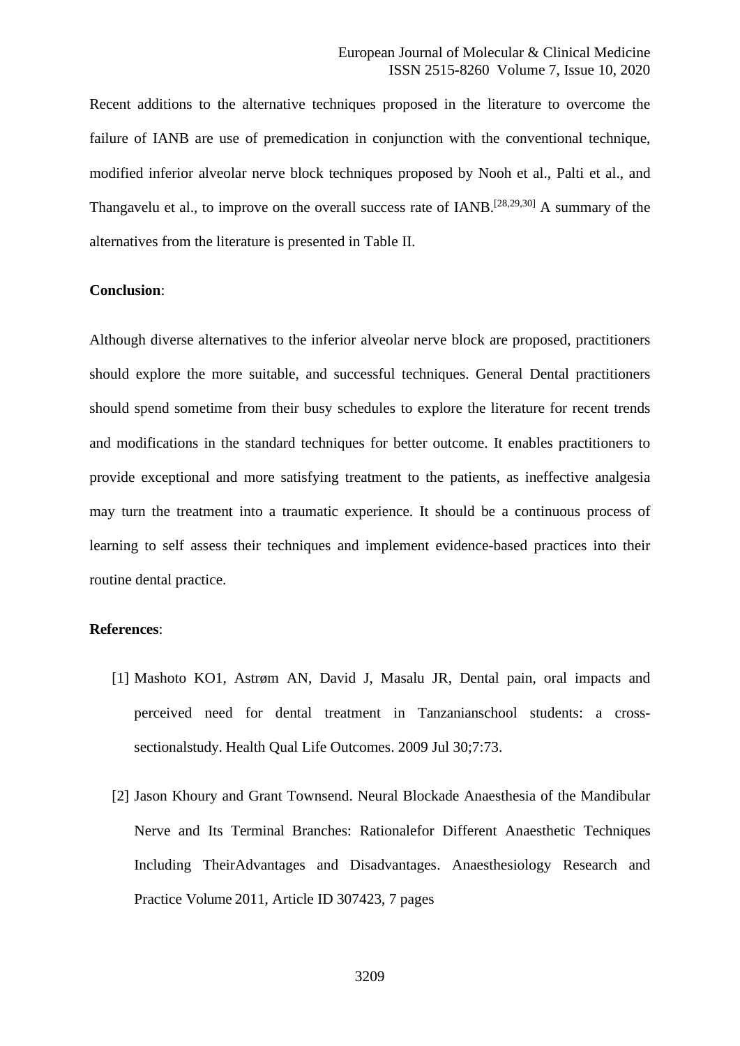Recent additions to the alternative techniques proposed in the literature to overcome the failure of IANB are use of premedication in conjunction with the conventional technique, modified inferior alveolar nerve block techniques proposed by Nooh et al., Palti et al., and Thangavelu et al., to improve on the overall success rate of IANB.[28,29,30] A summary of the alternatives from the literature is presented in Table II.

**Conclusion**:

Although diverse alternatives to the inferior alveolar nerve block are proposed, practitioners should explore the more suitable, and successful techniques. General Dental practitioners should spend sometime from their busy schedules to explore the literature for recent trends and modifications in the standard techniques for better outcome. It enables practitioners to provide exceptional and more satisfying treatment to the patients, as ineffective analgesia may turn the treatment into a traumatic experience. It should be a continuous process of learning to self assess their techniques and implement evidence-based practices into their routine dental practice.

**References**:

[1] Mashoto KO1, Astrøm AN, David J, Masalu JR, Dental pain, oral impacts and perceived need for dental treatment in Tanzanianschool students: a cross-sectionalstudy. Health Qual Life Outcomes. 2009 Jul 30;7:73.

[2] Jason Khoury and Grant Townsend. Neural Blockade Anaesthesia of the Mandibular Nerve and Its Terminal Branches: Rationalefor Different Anaesthetic Techniques Including TheirAdvantages and Disadvantages. Anaesthesiology Research and Practice Volume 2011, Article ID 307423, 7 pages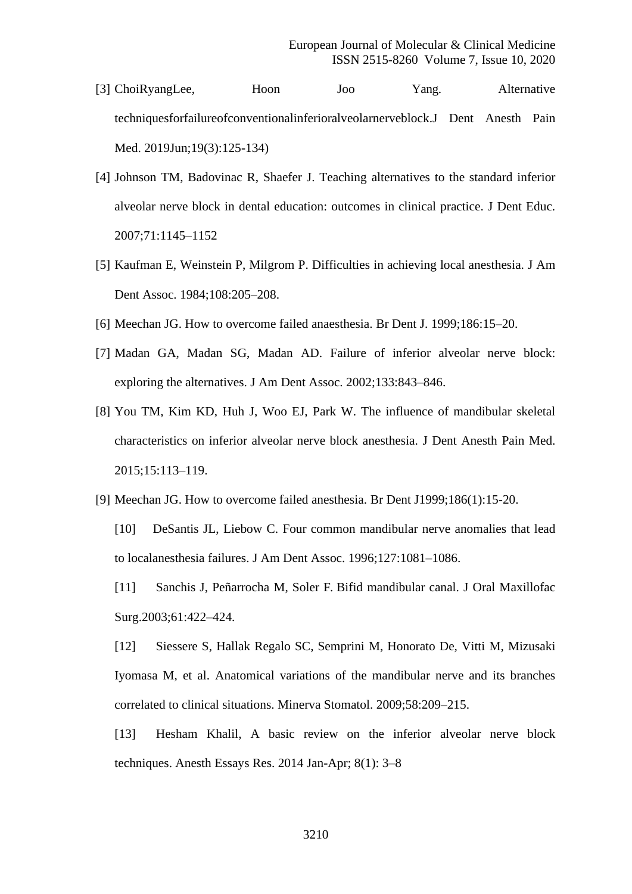[3] ChoiRyangLee, Hoon Joo Yang. Alternative techniquesforfailureofconventionalinferioralveolarnerveblock.J Dent Anesth Pain Med. 2019Jun;19(3):125-134)

[4] Johnson TM, Badovinac R, Shaefer J. Teaching alternatives to the standard inferior alveolar nerve block in dental education: outcomes in clinical practice. J Dent Educ. 2007;71:1145–1152

[5] Kaufman E, Weinstein P, Milgrom P. Difficulties in achieving local anesthesia. J Am Dent Assoc. 1984;108:205–208.

[6] Meechan JG. How to overcome failed anaesthesia. Br Dent J. 1999;186:15–20.

[7] Madan GA, Madan SG, Madan AD. Failure of inferior alveolar nerve block: exploring the alternatives. J Am Dent Assoc. 2002;133:843–846.

[8] You TM, Kim KD, Huh J, Woo EJ, Park W. The influence of mandibular skeletal characteristics on inferior alveolar nerve block anesthesia. J Dent Anesth Pain Med. 2015;15:113–119.

[9] Meechan JG. How to overcome failed anesthesia. Br Dent J1999;186(1):15-20.

[10] DeSantis JL, Liebow C. Four common mandibular nerve anomalies that lead to localanesthesia failures. J Am Dent Assoc. 1996;127:1081–1086.

[11] Sanchis J, Peñarrocha M, Soler F. Bifid mandibular canal. J Oral Maxillofac Surg.2003;61:422–424.

[12] Siessere S, Hallak Regalo SC, Semprini M, Honorato De, Vitti M, Mizusaki Iyomasa M, et al. Anatomical variations of the mandibular nerve and its branches correlated to clinical situations. Minerva Stomatol. 2009;58:209–215.

[13] Hesham Khalil, A basic review on the inferior alveolar nerve block techniques. Anesth Essays Res. 2014 Jan-Apr; 8(1): 3–8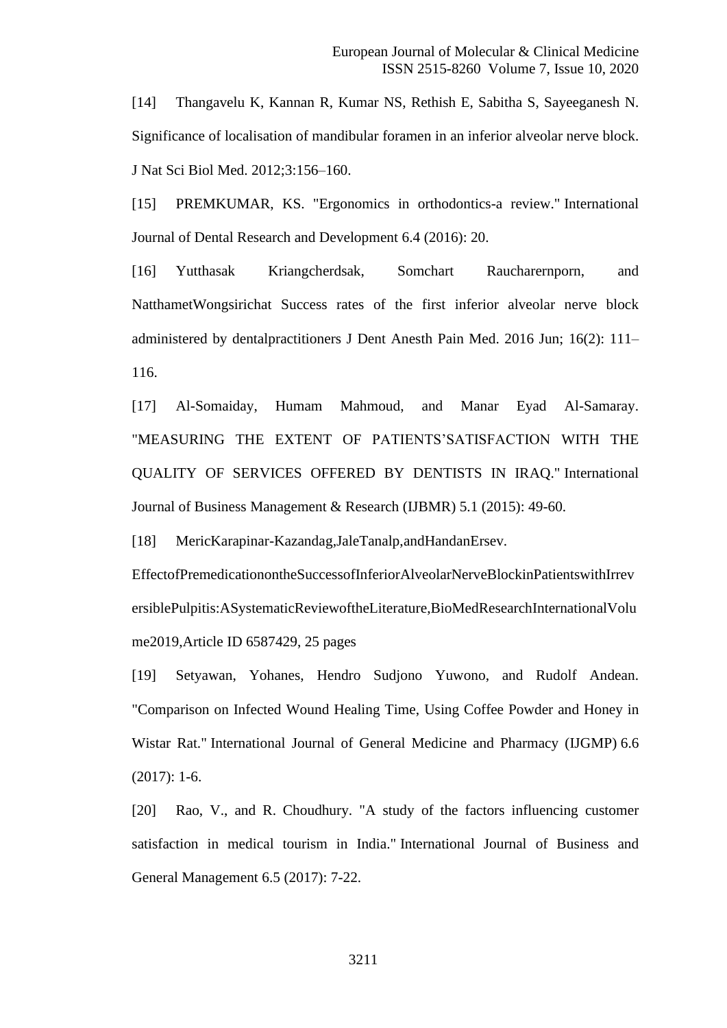[14] Thangavelu K, Kannan R, Kumar NS, Rethish E, Sabitha S, Sayeeganesh N. Significance of localisation of mandibular foramen in an inferior alveolar nerve block. J Nat Sci Biol Med. 2012;3:156–160.

[15] PREMKUMAR, KS. "Ergonomics in orthodontics-a review." International Journal of Dental Research and Development 6.4 (2016): 20.

[16] Yutthasak Kriangcherdsak, Somchart Raucharernporn, and NatthametWongsirichat Success rates of the first inferior alveolar nerve block administered by dentalpractitioners J Dent Anesth Pain Med. 2016 Jun; 16(2): 111–116.

[17] Al-Somaiday, Humam Mahmoud, and Manar Eyad Al-Samaray. "MEASURING THE EXTENT OF PATIENTS'SATISFACTION WITH THE QUALITY OF SERVICES OFFERED BY DENTISTS IN IRAQ." International Journal of Business Management & Research (IJBMR) 5.1 (2015): 49-60.

[18] MericKarapinar-Kazandag,JaleTanalp,andHandanErsev. EffectofPremedicationontheSuccessofInferiorAlveolarNerveBlockinPatientswithIrreversiblePulpitis:ASystematicReviewoftheLiterature,BioMedResearchInternationalVolume2019,Article ID 6587429, 25 pages

[19] Setyawan, Yohanes, Hendro Sudjono Yuwono, and Rudolf Andean. "Comparison on Infected Wound Healing Time, Using Coffee Powder and Honey in Wistar Rat." International Journal of General Medicine and Pharmacy (IJGMP) 6.6 (2017): 1-6.

[20] Rao, V., and R. Choudhury. "A study of the factors influencing customer satisfaction in medical tourism in India." International Journal of Business and General Management 6.5 (2017): 7-22.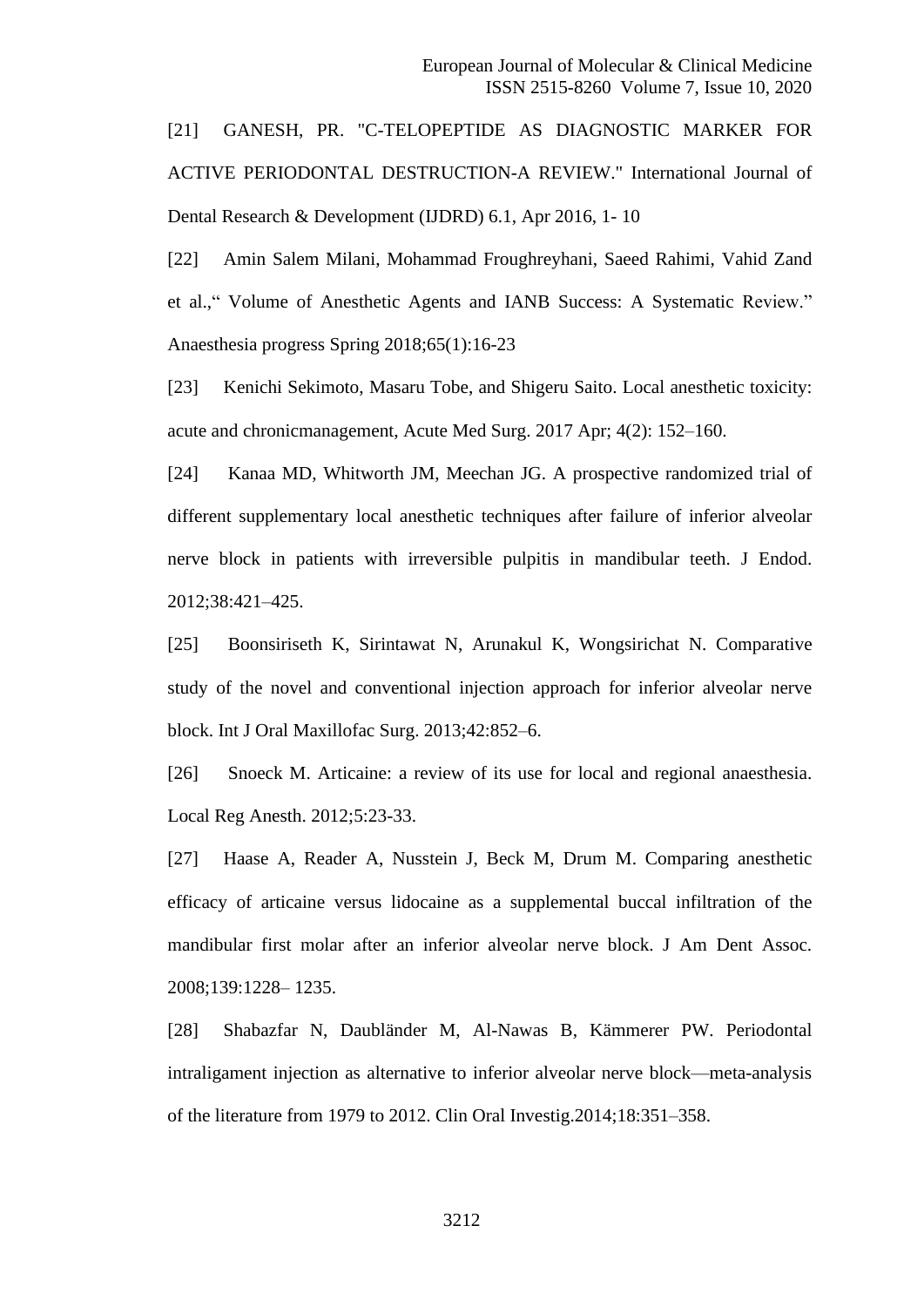[21] GANESH, PR. "C-TELOPEPTIDE AS DIAGNOSTIC MARKER FOR ACTIVE PERIODONTAL DESTRUCTION-A REVIEW." International Journal of Dental Research & Development (IJDRD) 6.1, Apr 2016, 1- 10

[22] Amin Salem Milani, Mohammad Froughreyhani, Saeed Rahimi, Vahid Zand et al.," Volume of Anesthetic Agents and IANB Success: A Systematic Review." Anaesthesia progress Spring 2018;65(1):16-23

[23] Kenichi Sekimoto, Masaru Tobe, and Shigeru Saito. Local anesthetic toxicity: acute and chronicmanagement, Acute Med Surg. 2017 Apr; 4(2): 152–160.

[24] Kanaa MD, Whitworth JM, Meechan JG. A prospective randomized trial of different supplementary local anesthetic techniques after failure of inferior alveolar nerve block in patients with irreversible pulpitis in mandibular teeth. J Endod. 2012;38:421–425.

[25] Boonsiriseth K, Sirintawat N, Arunakul K, Wongsirichat N. Comparative study of the novel and conventional injection approach for inferior alveolar nerve block. Int J Oral Maxillofac Surg. 2013;42:852–6.

[26] Snoeck M. Articaine: a review of its use for local and regional anaesthesia. Local Reg Anesth. 2012;5:23-33.

[27] Haase A, Reader A, Nusstein J, Beck M, Drum M. Comparing anesthetic efficacy of articaine versus lidocaine as a supplemental buccal infiltration of the mandibular first molar after an inferior alveolar nerve block. J Am Dent Assoc. 2008;139:1228– 1235.

[28] Shabazfar N, Daubländer M, Al-Nawas B, Kämmerer PW. Periodontal intraligament injection as alternative to inferior alveolar nerve block—meta-analysis of the literature from 1979 to 2012. Clin Oral Investig.2014;18:351–358.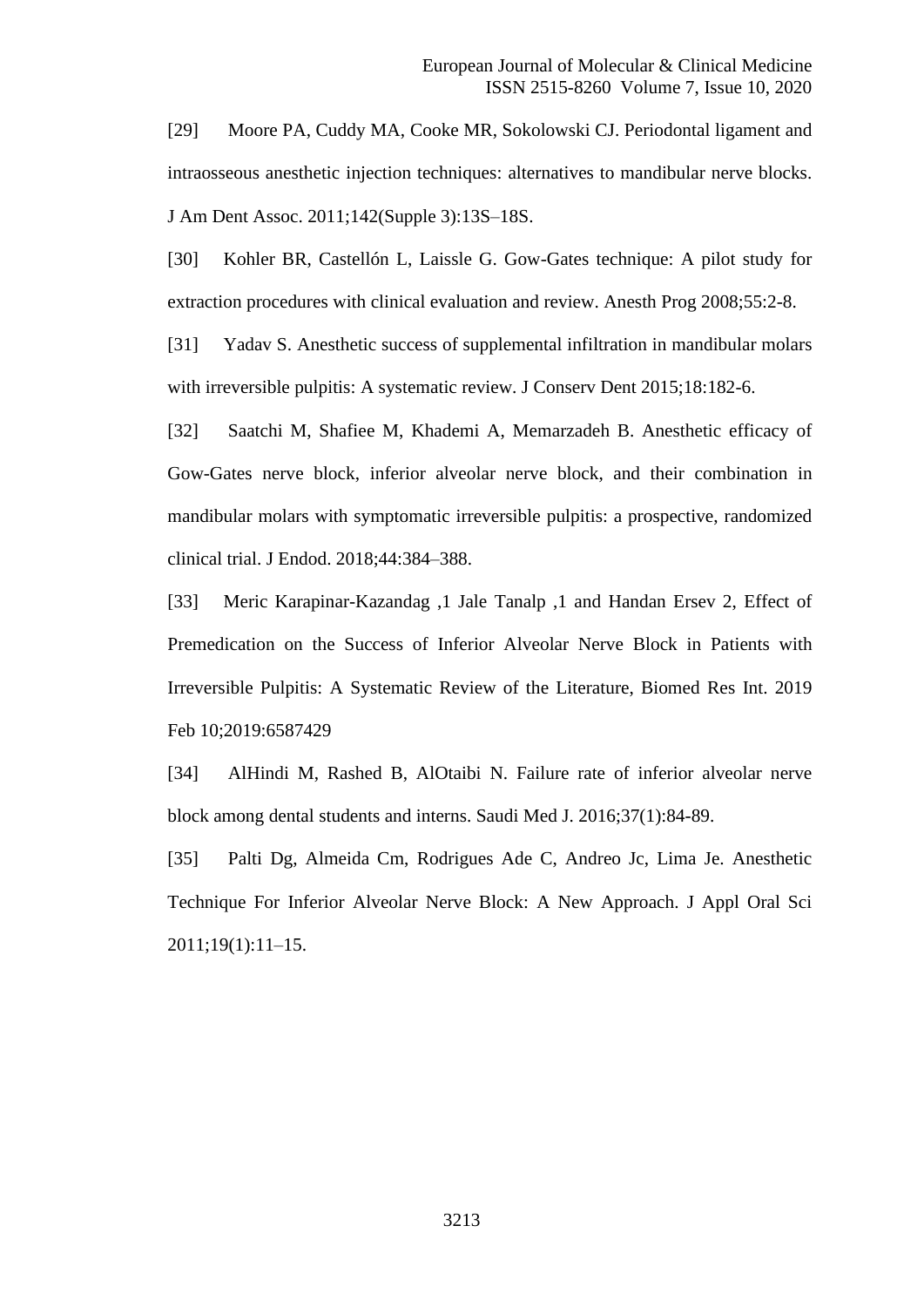[29] Moore PA, Cuddy MA, Cooke MR, Sokolowski CJ. Periodontal ligament and intraosseous anesthetic injection techniques: alternatives to mandibular nerve blocks. J Am Dent Assoc. 2011;142(Supple 3):13S–18S.

[30] Kohler BR, Castellón L, Laissle G. Gow-Gates technique: A pilot study for extraction procedures with clinical evaluation and review. Anesth Prog 2008;55:2-8.

[31] Yadav S. Anesthetic success of supplemental infiltration in mandibular molars with irreversible pulpitis: A systematic review. J Conserv Dent 2015;18:182-6.

[32] Saatchi M, Shafiee M, Khademi A, Memarzadeh B. Anesthetic efficacy of Gow-Gates nerve block, inferior alveolar nerve block, and their combination in mandibular molars with symptomatic irreversible pulpitis: a prospective, randomized clinical trial. J Endod. 2018;44:384–388.

[33] Meric Karapinar-Kazandag ,1 Jale Tanalp ,1 and Handan Ersev 2, Effect of Premedication on the Success of Inferior Alveolar Nerve Block in Patients with Irreversible Pulpitis: A Systematic Review of the Literature, Biomed Res Int. 2019 Feb 10;2019:6587429

[34] AlHindi M, Rashed B, AlOtaibi N. Failure rate of inferior alveolar nerve block among dental students and interns. Saudi Med J. 2016;37(1):84-89.

[35] Palti Dg, Almeida Cm, Rodrigues Ade C, Andreo Jc, Lima Je. Anesthetic Technique For Inferior Alveolar Nerve Block: A New Approach. J Appl Oral Sci 2011;19(1):11–15.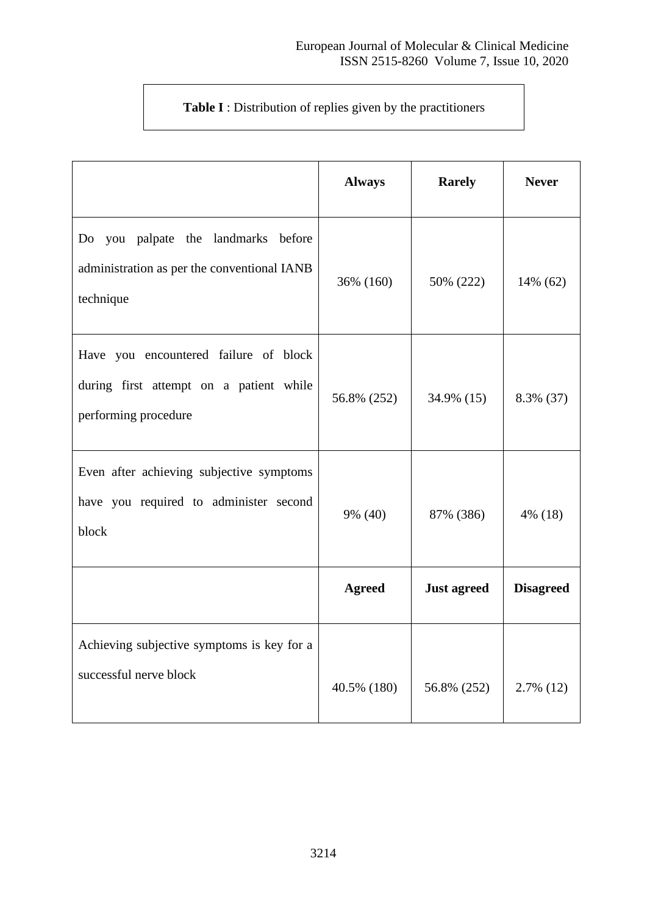**Table I** : Distribution of replies given by the practitioners

| | **Always** | **Rarely** | **Never** |
|---|---|---|---|
| Do you palpate the landmarks before administration as per the conventional IANB technique | 36% (160) | 50% (222) | 14% (62) |
| Have you encountered failure of block during first attempt on a patient while performing procedure | 56.8% (252) | 34.9% (15) | 8.3% (37) |
| Even after achieving subjective symptoms have you required to administer second block | 9% (40) | 87% (386) | 4% (18) |
| | **Agreed** | **Just agreed** | **Disagreed** |
| Achieving subjective symptoms is key for a successful nerve block | 40.5% (180) | 56.8% (252) | 2.7% (12) |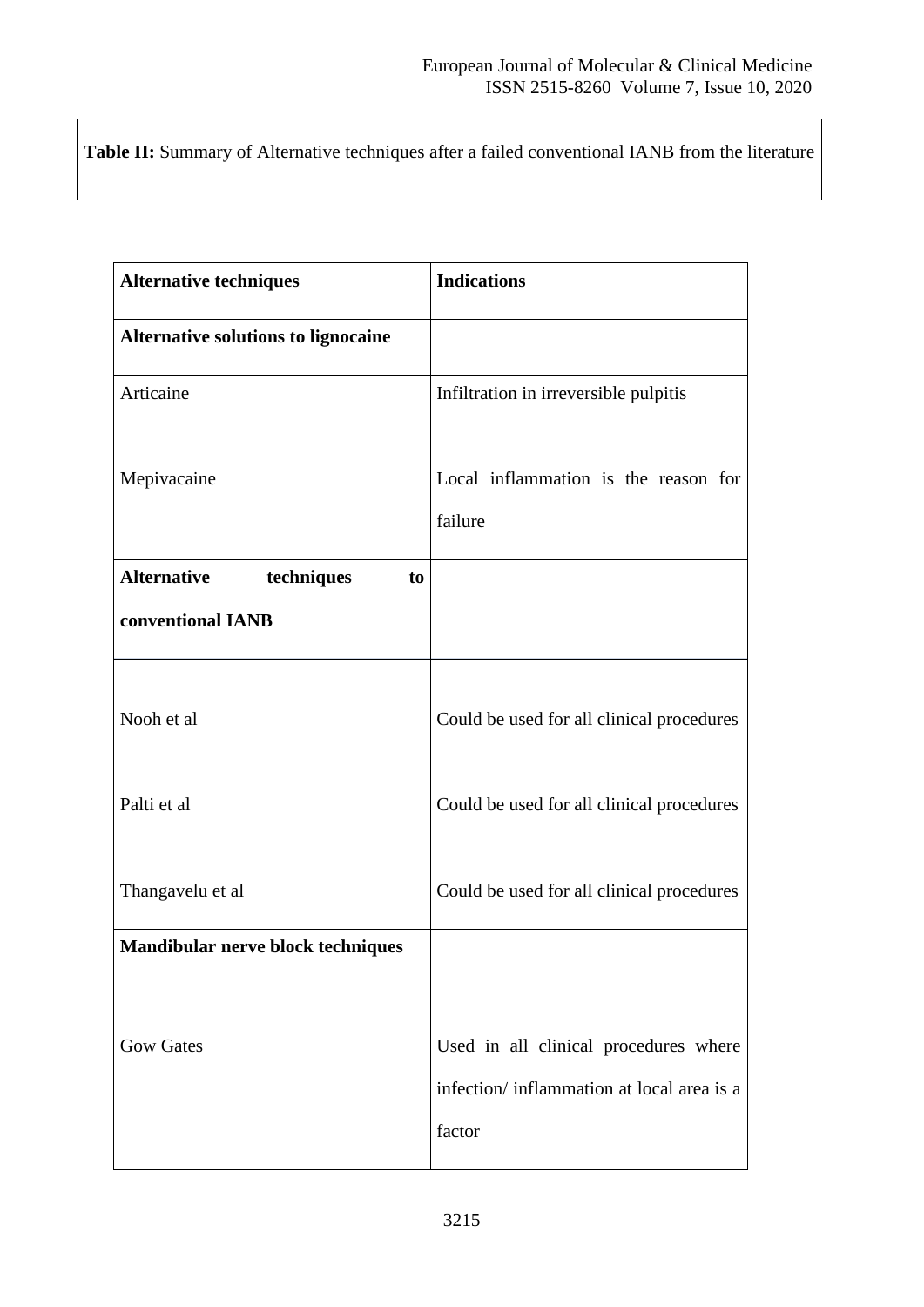**Table II:** Summary of Alternative techniques after a failed conventional IANB from the literature

| **Alternative techniques** | **Indications** |
|---|---|
| **Alternative solutions to lignocaine** | |
| Articaine | Infiltration in irreversible pulpitis |
| Mepivacaine | Local inflammation is the reason for failure |
| **Alternative techniques to conventional IANB** | |
| Nooh et al | Could be used for all clinical procedures |
| Palti et al | Could be used for all clinical procedures |
| Thangavelu et al | Could be used for all clinical procedures |
| **Mandibular nerve block techniques** | |
| Gow Gates | Used in all clinical procedures where infection/ inflammation at local area is a factor |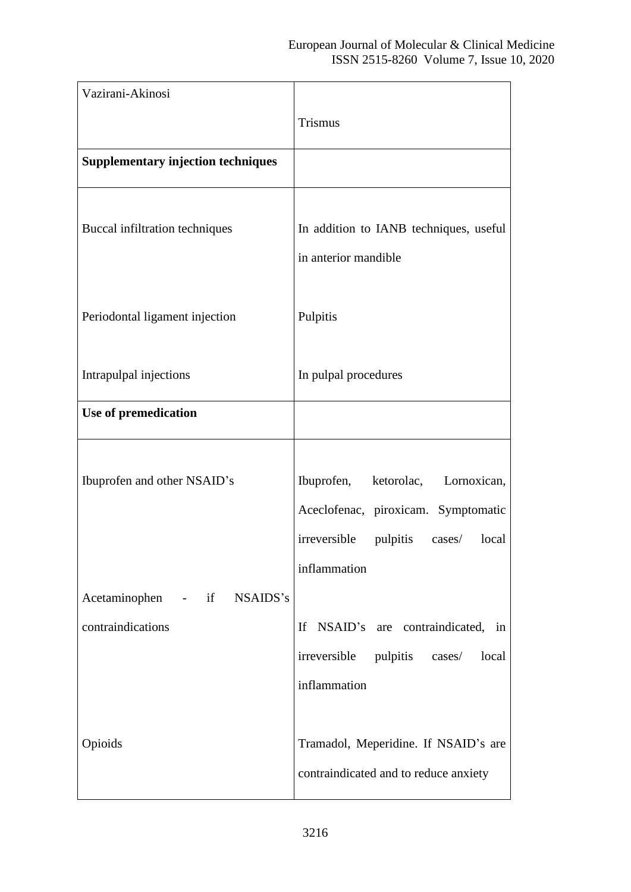| | |
|---|---|
| Vazirani-Akinosi | Trismus |
| **Supplementary injection techniques** | |
| Buccal infiltration techniques | In addition to IANB techniques, useful in anterior mandible |
| Periodontal ligament injection | Pulpitis |
| Intrapulpal injections | In pulpal procedures |
| **Use of premedication** | |
| Ibuprofen and other NSAID's | Ibuprofen, ketorolac, Lornoxican, Aceclofenac, piroxicam. Symptomatic irreversible pulpitis cases/ local inflammation |
| Acetaminophen - if NSAIDS's contraindications | If NSAID's are contraindicated, in irreversible pulpitis cases/ local inflammation |
| Opioids | Tramadol, Meperidine. If NSAID's are contraindicated and to reduce anxiety |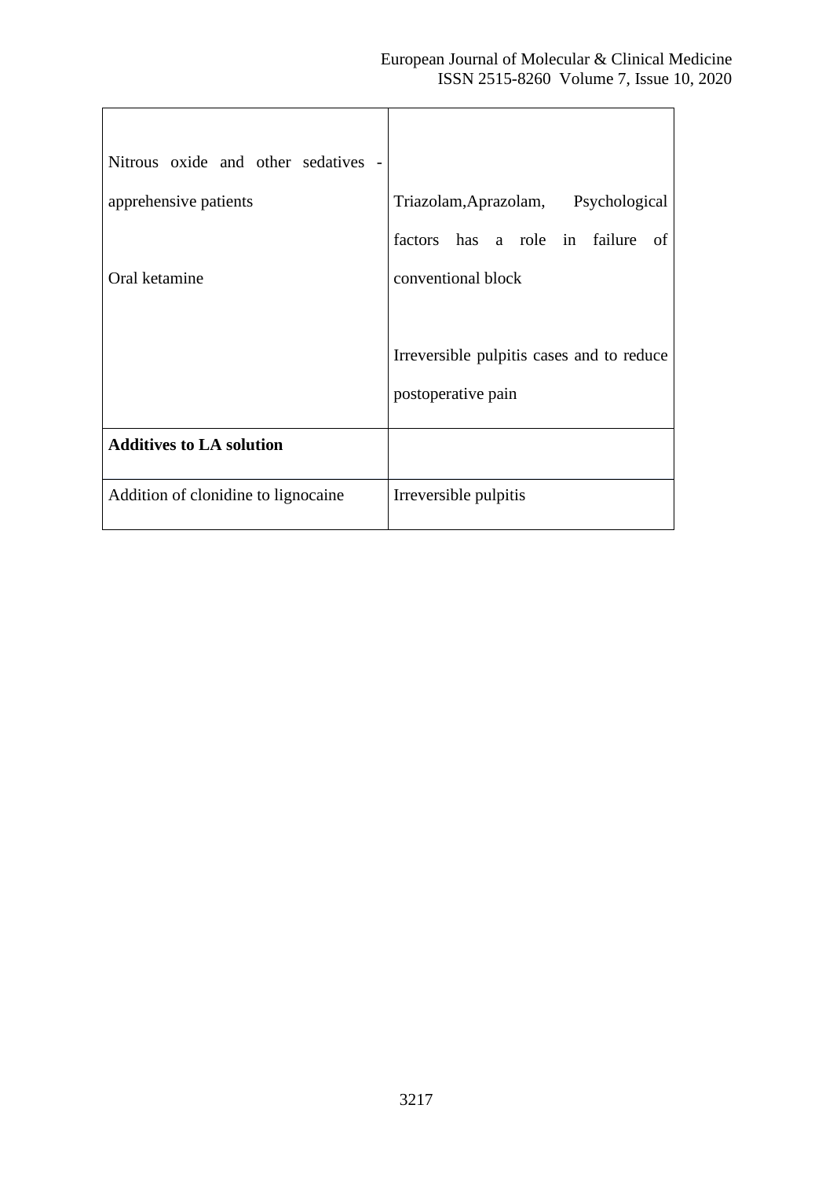| | |
|---|---|
| Nitrous oxide and other sedatives - apprehensive patients | Triazolam,Aprazolam, Psychological factors has a role in failure of conventional block |
| Oral ketamine | Irreversible pulpitis cases and to reduce postoperative pain |
| **Additives to LA solution** | |
| Addition of clonidine to lignocaine | Irreversible pulpitis |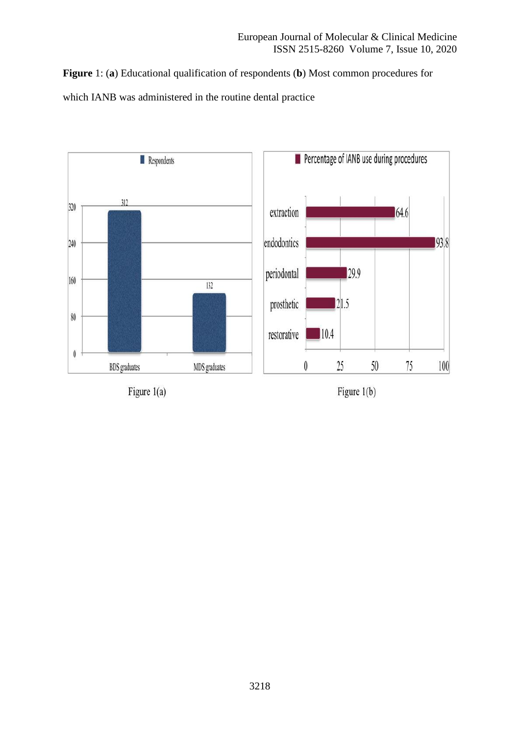**Figure** 1: (**a**) Educational qualification of respondents (**b**) Most common procedures for which IANB was administered in the routine dental practice

Figure 1(a)

Figure 1(b)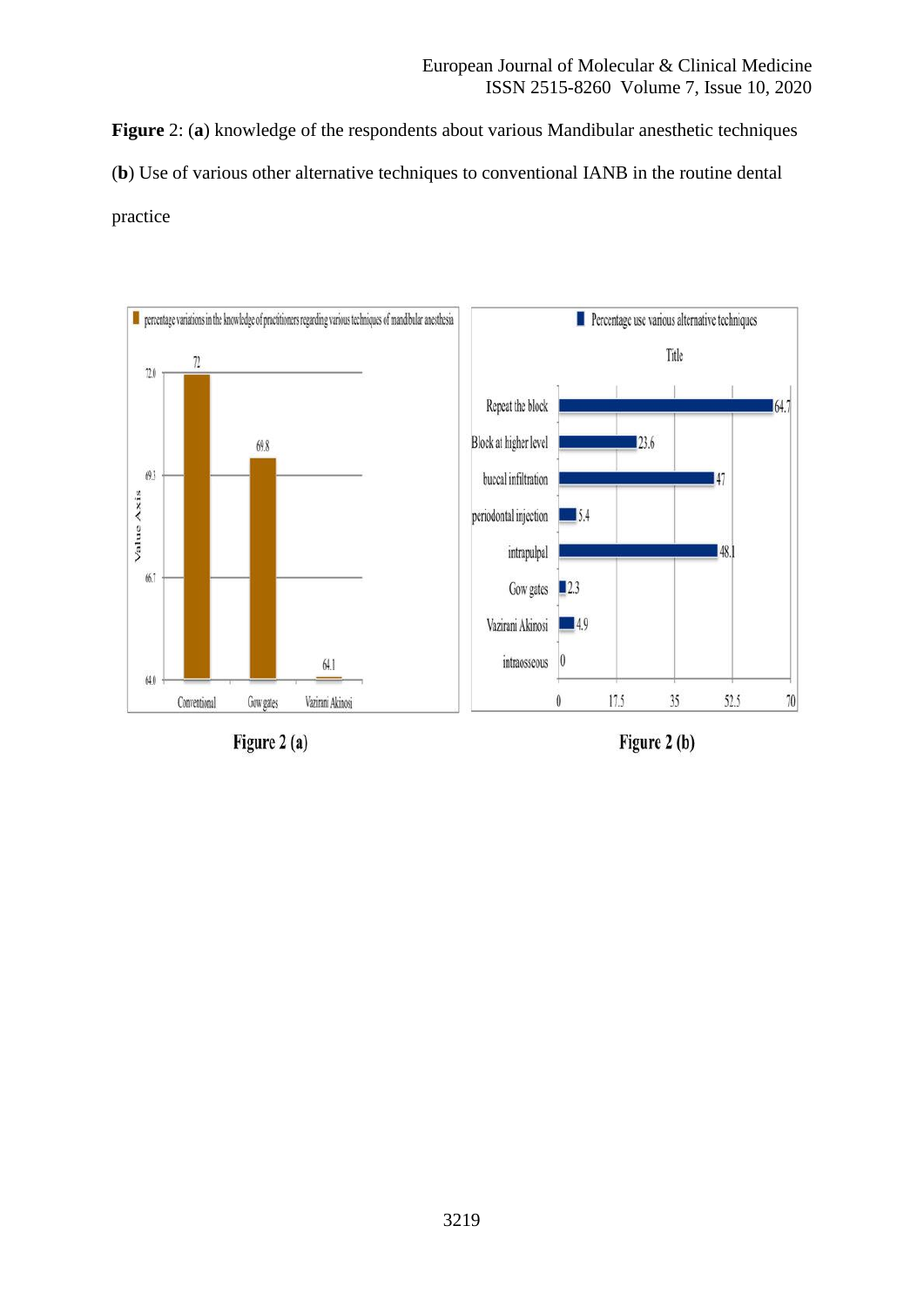**Figure** 2: (**a**) knowledge of the respondents about various Mandibular anesthetic techniques

(**b**) Use of various other alternative techniques to conventional IANB in the routine dental practice

Figure 2 (a)

Figure 2 (b)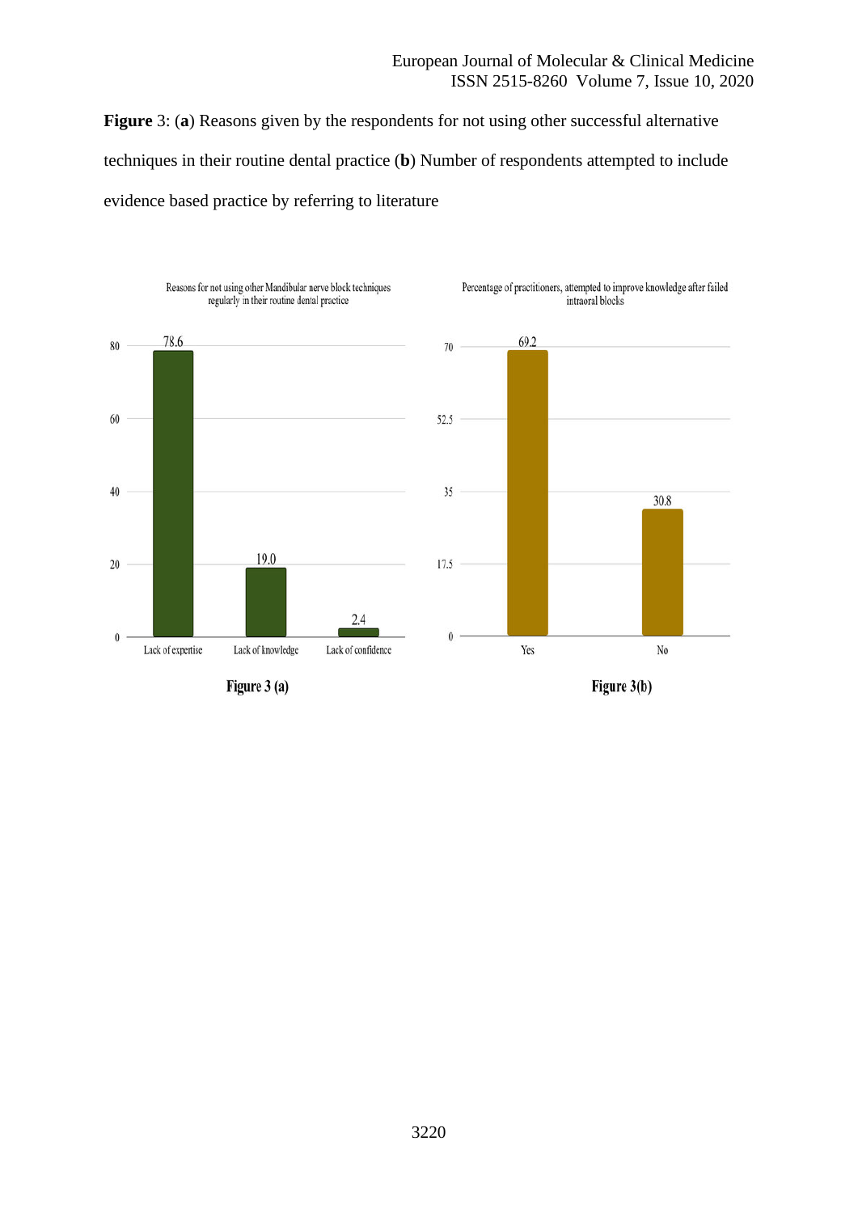**Figure** 3: (**a**) Reasons given by the respondents for not using other successful alternative techniques in their routine dental practice (**b**) Number of respondents attempted to include evidence based practice by referring to literature

Reasons for not using other Mandibular nerve block techniques regularly in their routine dental practice

80
60
40
20
0

78.6
19.0
2.4

Lack of expertise
Lack of knowledge
Lack of confidence

**Figure 3 (a)**

Percentage of practitioners, attempted to improve knowledge after failed intraoral blocks

70
52.5
35
17.5
0

69.2
30.8

Yes
No

**Figure 3(b)**